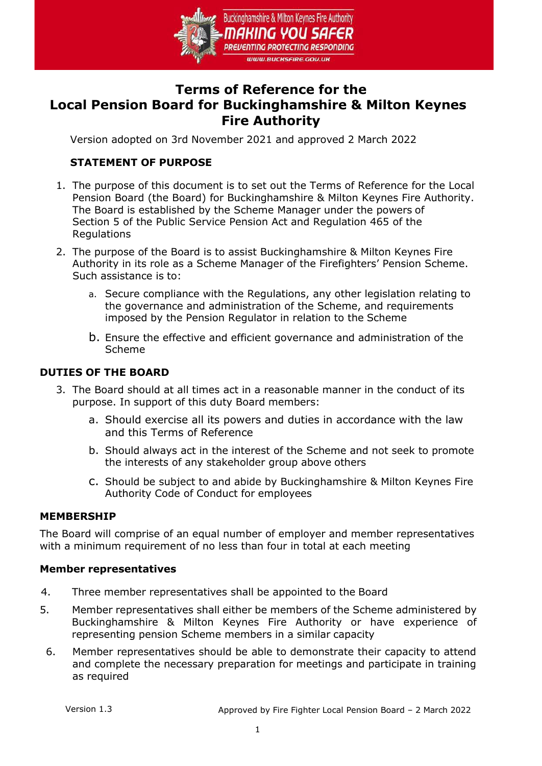# Terms of Reference for the Local Pension Board for Buckinghamshire & Milton Keynes Fire Authority

Version adopted on 3rd November 2021 and approved 2 March 2022

## STATEMENT OF PURPOSE

1. The purpose of this document is to set out the Terms of Reference for the Local Pension Board (the Board) for Buckinghamshire & Milton Keynes Fire Authority. The Board is established by the Scheme Manager under the powers of Section 5 of the Public Service Pension Act and Regulation 465 of the Regulations
2. The purpose of the Board is to assist Buckinghamshire & Milton Keynes Fire Authority in its role as a Scheme Manager of the Firefighters' Pension Scheme. Such assistance is to:
   a. Secure compliance with the Regulations, any other legislation relating to the governance and administration of the Scheme, and requirements imposed by the Pension Regulator in relation to the Scheme
   b. Ensure the effective and efficient governance and administration of the Scheme

## DUTIES OF THE BOARD

3. The Board should at all times act in a reasonable manner in the conduct of its purpose. In support of this duty Board members:
   a. Should exercise all its powers and duties in accordance with the law and this Terms of Reference
   b. Should always act in the interest of the Scheme and not seek to promote the interests of any stakeholder group above others
   c. Should be subject to and abide by Buckinghamshire & Milton Keynes Fire Authority Code of Conduct for employees

## MEMBERSHIP

The Board will comprise of an equal number of employer and member representatives with a minimum requirement of no less than four in total at each meeting

### Member representatives

4. Three member representatives shall be appointed to the Board
5. Member representatives shall either be members of the Scheme administered by Buckinghamshire & Milton Keynes Fire Authority or have experience of representing pension Scheme members in a similar capacity
6. Member representatives should be able to demonstrate their capacity to attend and complete the necessary preparation for meetings and participate in training as required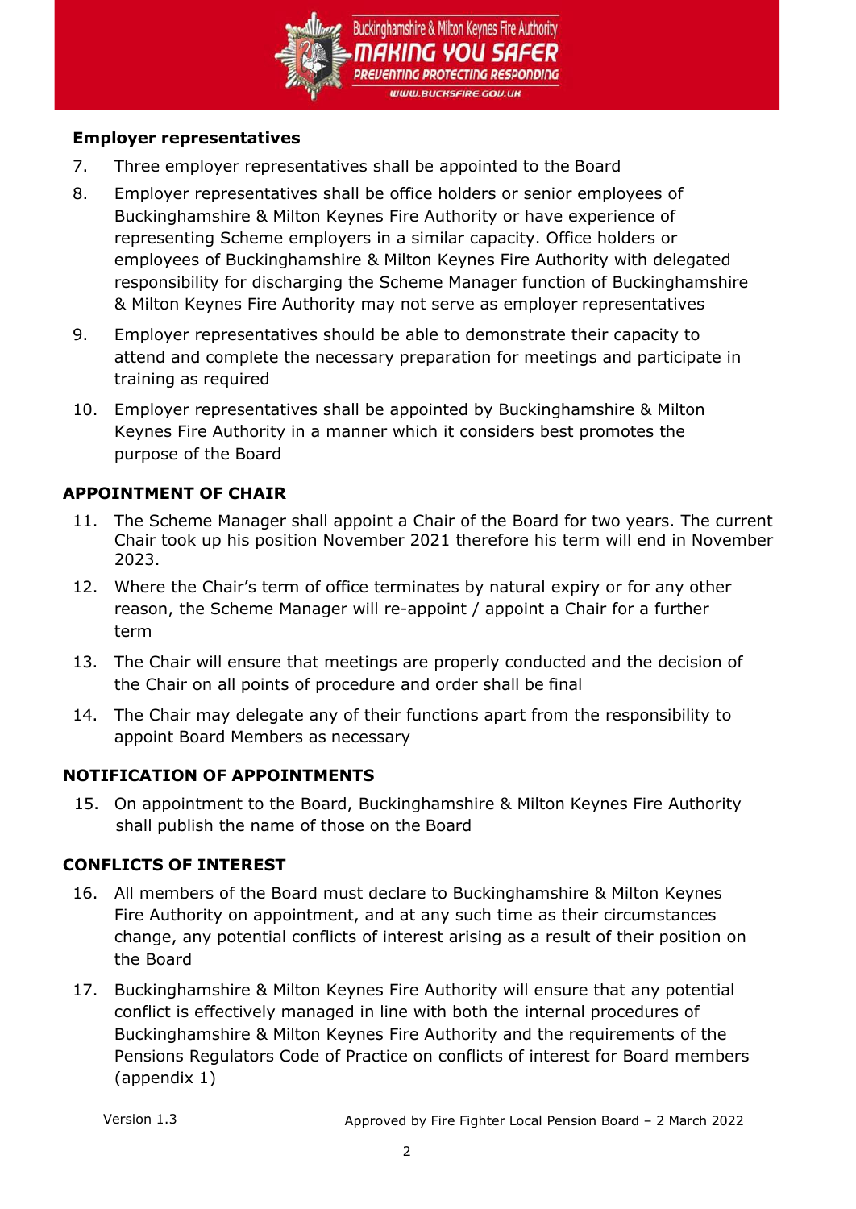### Employer representatives

7. Three employer representatives shall be appointed to the Board
8. Employer representatives shall be office holders or senior employees of Buckinghamshire & Milton Keynes Fire Authority or have experience of representing Scheme employers in a similar capacity. Office holders or employees of Buckinghamshire & Milton Keynes Fire Authority with delegated responsibility for discharging the Scheme Manager function of Buckinghamshire & Milton Keynes Fire Authority may not serve as employer representatives
9. Employer representatives should be able to demonstrate their capacity to attend and complete the necessary preparation for meetings and participate in training as required
10. Employer representatives shall be appointed by Buckinghamshire & Milton Keynes Fire Authority in a manner which it considers best promotes the purpose of the Board

## APPOINTMENT OF CHAIR

11. The Scheme Manager shall appoint a Chair of the Board for two years. The current Chair took up his position November 2021 therefore his term will end in November 2023.
12. Where the Chair's term of office terminates by natural expiry or for any other reason, the Scheme Manager will re-appoint / appoint a Chair for a further term
13. The Chair will ensure that meetings are properly conducted and the decision of the Chair on all points of procedure and order shall be final
14. The Chair may delegate any of their functions apart from the responsibility to appoint Board Members as necessary

## NOTIFICATION OF APPOINTMENTS

15. On appointment to the Board, Buckinghamshire & Milton Keynes Fire Authority shall publish the name of those on the Board

## CONFLICTS OF INTEREST

16. All members of the Board must declare to Buckinghamshire & Milton Keynes Fire Authority on appointment, and at any such time as their circumstances change, any potential conflicts of interest arising as a result of their position on the Board
17. Buckinghamshire & Milton Keynes Fire Authority will ensure that any potential conflict is effectively managed in line with both the internal procedures of Buckinghamshire & Milton Keynes Fire Authority and the requirements of the Pensions Regulators Code of Practice on conflicts of interest for Board members (appendix 1)

Version 1.3 Approved by Fire Fighter Local Pension Board – 2 March 2022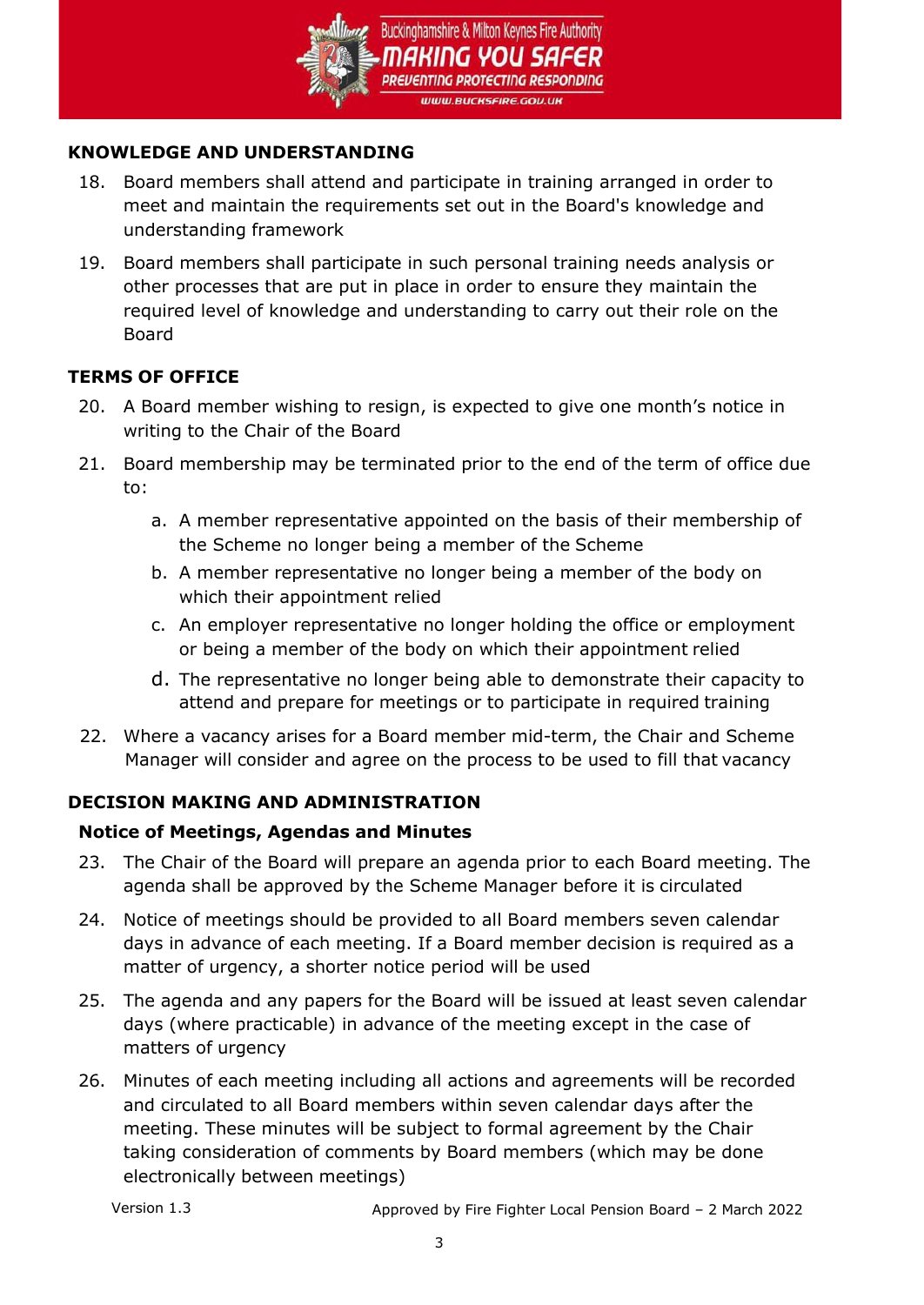## KNOWLEDGE AND UNDERSTANDING

18. Board members shall attend and participate in training arranged in order to meet and maintain the requirements set out in the Board's knowledge and understanding framework
19. Board members shall participate in such personal training needs analysis or other processes that are put in place in order to ensure they maintain the required level of knowledge and understanding to carry out their role on the Board

## TERMS OF OFFICE

20. A Board member wishing to resign, is expected to give one month's notice in writing to the Chair of the Board
21. Board membership may be terminated prior to the end of the term of office due to:
    a. A member representative appointed on the basis of their membership of the Scheme no longer being a member of the Scheme
    b. A member representative no longer being a member of the body on which their appointment relied
    c. An employer representative no longer holding the office or employment or being a member of the body on which their appointment relied
    d. The representative no longer being able to demonstrate their capacity to attend and prepare for meetings or to participate in required training
22. Where a vacancy arises for a Board member mid-term, the Chair and Scheme Manager will consider and agree on the process to be used to fill that vacancy

## DECISION MAKING AND ADMINISTRATION

### Notice of Meetings, Agendas and Minutes

23. The Chair of the Board will prepare an agenda prior to each Board meeting. The agenda shall be approved by the Scheme Manager before it is circulated
24. Notice of meetings should be provided to all Board members seven calendar days in advance of each meeting. If a Board member decision is required as a matter of urgency, a shorter notice period will be used
25. The agenda and any papers for the Board will be issued at least seven calendar days (where practicable) in advance of the meeting except in the case of matters of urgency
26. Minutes of each meeting including all actions and agreements will be recorded and circulated to all Board members within seven calendar days after the meeting. These minutes will be subject to formal agreement by the Chair taking consideration of comments by Board members (which may be done electronically between meetings)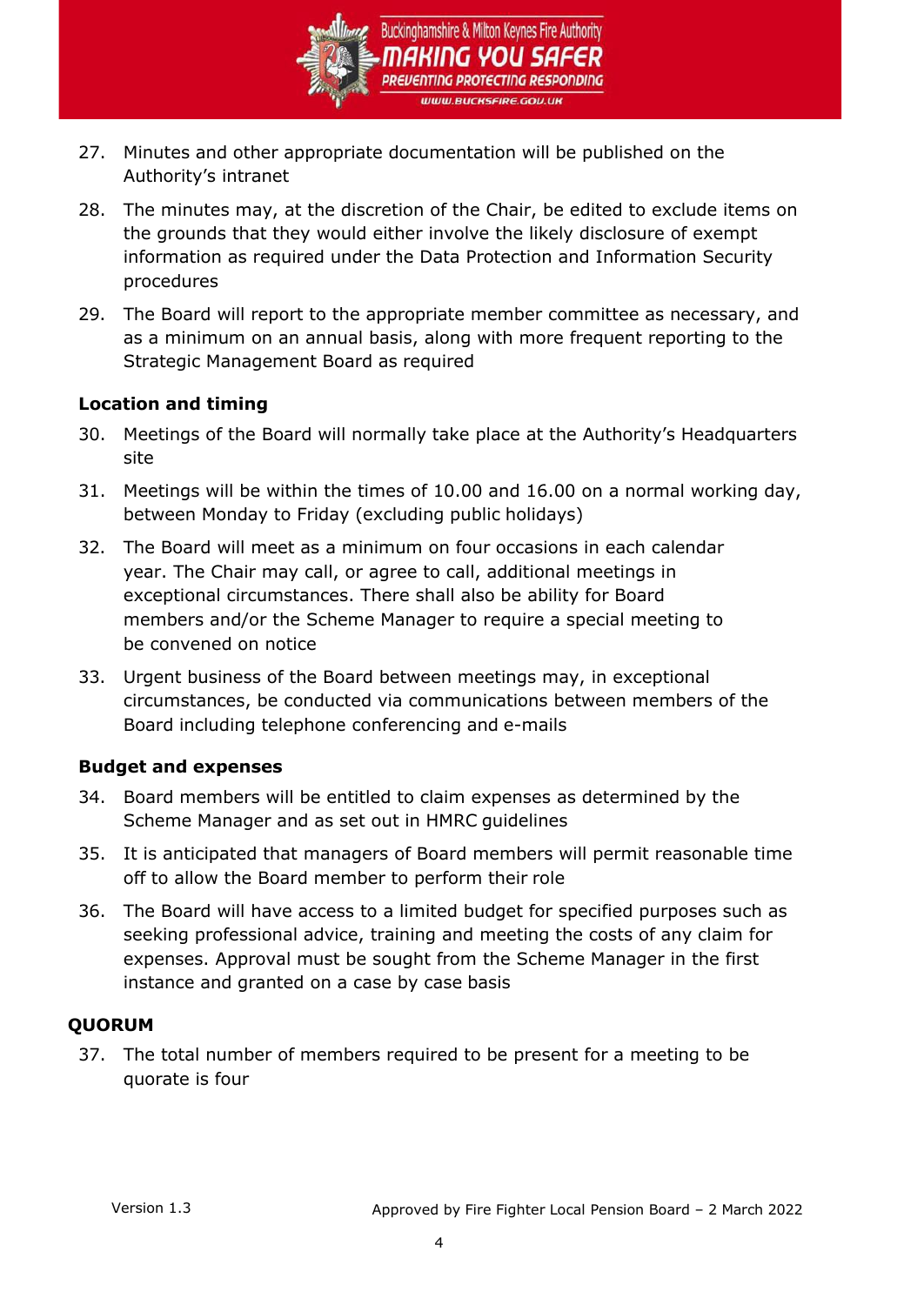27. Minutes and other appropriate documentation will be published on the Authority's intranet

28. The minutes may, at the discretion of the Chair, be edited to exclude items on the grounds that they would either involve the likely disclosure of exempt information as required under the Data Protection and Information Security procedures

29. The Board will report to the appropriate member committee as necessary, and as a minimum on an annual basis, along with more frequent reporting to the Strategic Management Board as required

**Location and timing**

30. Meetings of the Board will normally take place at the Authority's Headquarters site

31. Meetings will be within the times of 10.00 and 16.00 on a normal working day, between Monday to Friday (excluding public holidays)

32. The Board will meet as a minimum on four occasions in each calendar year. The Chair may call, or agree to call, additional meetings in exceptional circumstances. There shall also be ability for Board members and/or the Scheme Manager to require a special meeting to be convened on notice

33. Urgent business of the Board between meetings may, in exceptional circumstances, be conducted via communications between members of the Board including telephone conferencing and e-mails

**Budget and expenses**

34. Board members will be entitled to claim expenses as determined by the Scheme Manager and as set out in HMRC guidelines

35. It is anticipated that managers of Board members will permit reasonable time off to allow the Board member to perform their role

36. The Board will have access to a limited budget for specified purposes such as seeking professional advice, training and meeting the costs of any claim for expenses. Approval must be sought from the Scheme Manager in the first instance and granted on a case by case basis

**QUORUM**

37. The total number of members required to be present for a meeting to be quorate is four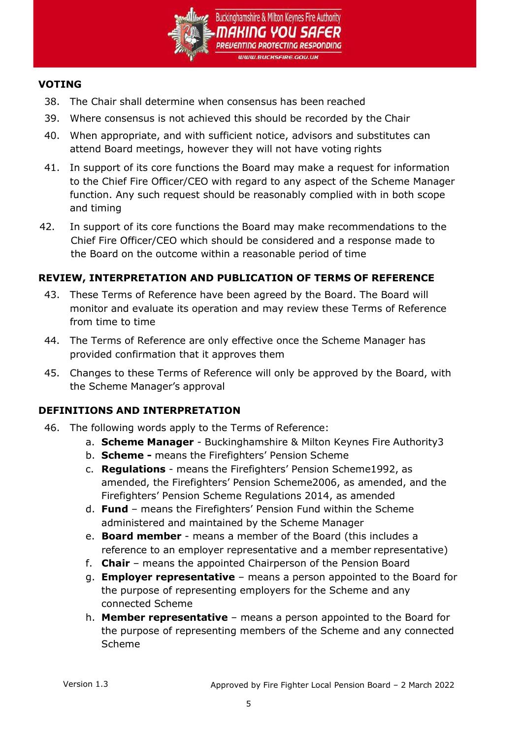## VOTING

38. The Chair shall determine when consensus has been reached
39. Where consensus is not achieved this should be recorded by the Chair
40. When appropriate, and with sufficient notice, advisors and substitutes can attend Board meetings, however they will not have voting rights
41. In support of its core functions the Board may make a request for information to the Chief Fire Officer/CEO with regard to any aspect of the Scheme Manager function. Any such request should be reasonably complied with in both scope and timing
42. In support of its core functions the Board may make recommendations to the Chief Fire Officer/CEO which should be considered and a response made to the Board on the outcome within a reasonable period of time

## REVIEW, INTERPRETATION AND PUBLICATION OF TERMS OF REFERENCE

43. These Terms of Reference have been agreed by the Board. The Board will monitor and evaluate its operation and may review these Terms of Reference from time to time
44. The Terms of Reference are only effective once the Scheme Manager has provided confirmation that it approves them
45. Changes to these Terms of Reference will only be approved by the Board, with the Scheme Manager's approval

## DEFINITIONS AND INTERPRETATION

46. The following words apply to the Terms of Reference:
    a. **Scheme Manager** - Buckinghamshire & Milton Keynes Fire Authority3
    b. **Scheme -** means the Firefighters' Pension Scheme
    c. **Regulations** - means the Firefighters' Pension Scheme1992, as amended, the Firefighters' Pension Scheme2006, as amended, and the Firefighters' Pension Scheme Regulations 2014, as amended
    d. **Fund** – means the Firefighters' Pension Fund within the Scheme administered and maintained by the Scheme Manager
    e. **Board member** - means a member of the Board (this includes a reference to an employer representative and a member representative)
    f. **Chair** – means the appointed Chairperson of the Pension Board
    g. **Employer representative** – means a person appointed to the Board for the purpose of representing employers for the Scheme and any connected Scheme
    h. **Member representative** – means a person appointed to the Board for the purpose of representing members of the Scheme and any connected Scheme

Version 1.3 Approved by Fire Fighter Local Pension Board – 2 March 2022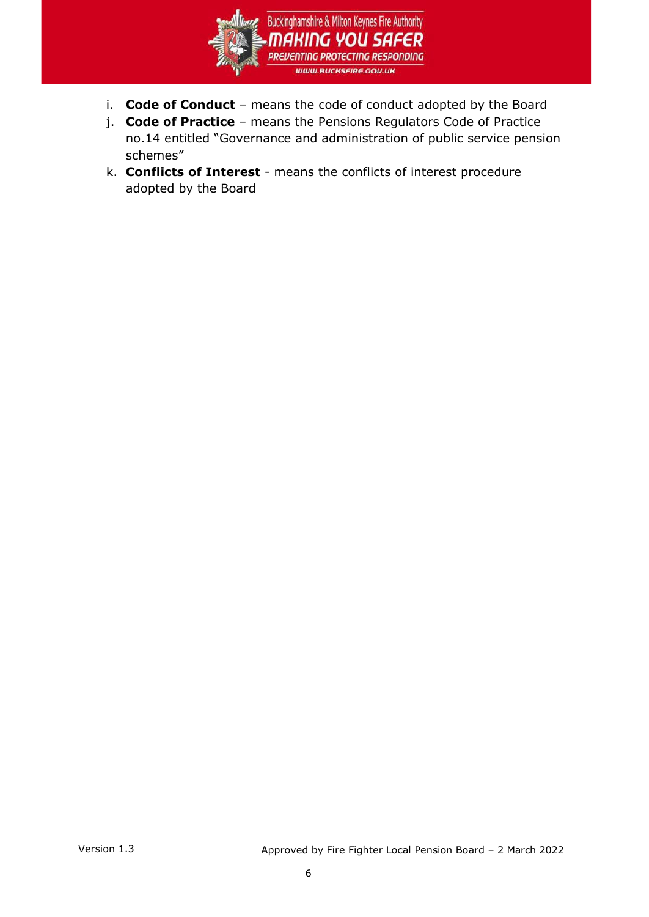i. **Code of Conduct** – means the code of conduct adopted by the Board
j. **Code of Practice** – means the Pensions Regulators Code of Practice no.14 entitled "Governance and administration of public service pension schemes"
k. **Conflicts of Interest** - means the conflicts of interest procedure adopted by the Board